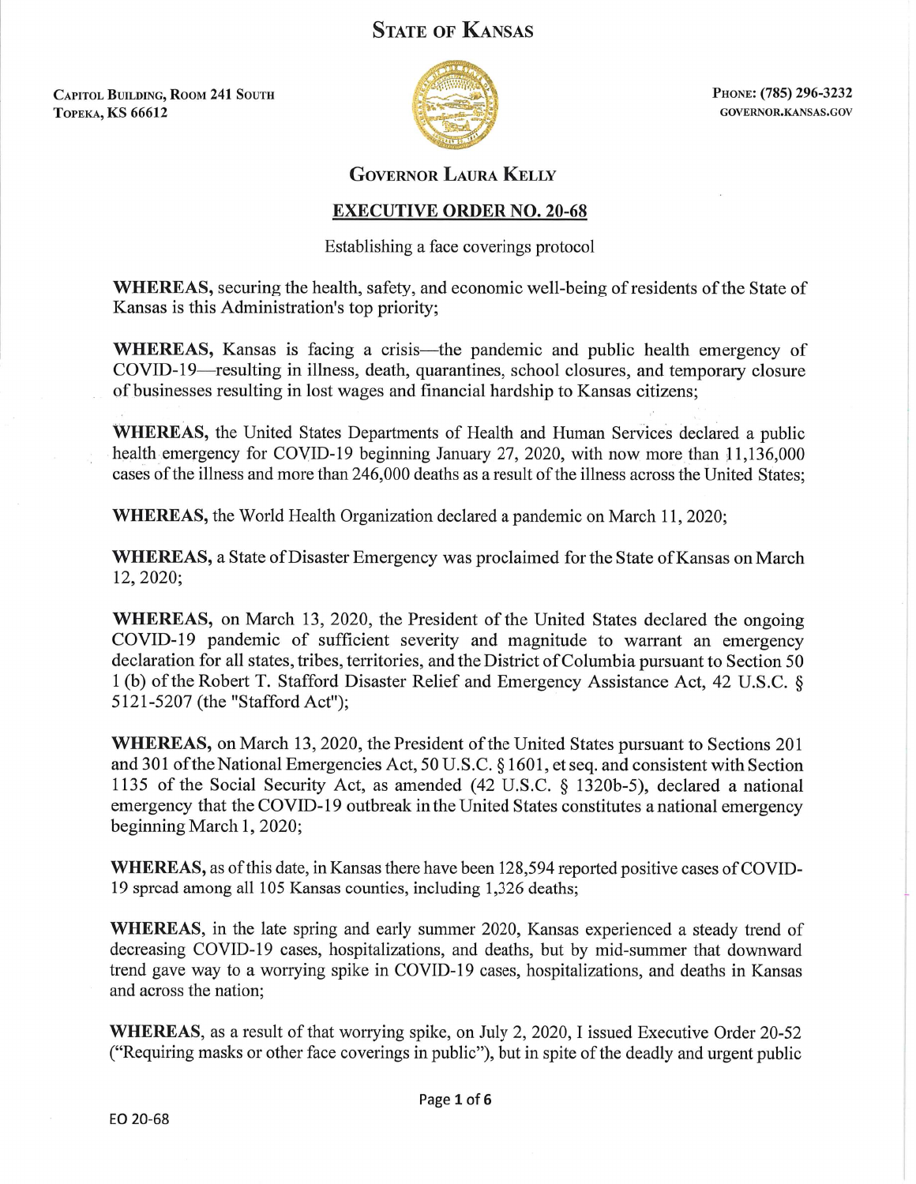# STATE OF KANSAS

CAPITOL BUILDING, ROOM 241 SOUTH
TOPEKA, KS 66612

PHONE: (785) 296-3232
GOVERNOR.KANSAS.GOV

## GOVERNOR LAURA KELLY

## EXECUTIVE ORDER NO. 20-68

Establishing a face coverings protocol

**WHEREAS,** securing the health, safety, and economic well-being of residents of the State of Kansas is this Administration's top priority;

**WHEREAS,** Kansas is facing a crisis—the pandemic and public health emergency of COVID-19—resulting in illness, death, quarantines, school closures, and temporary closure of businesses resulting in lost wages and financial hardship to Kansas citizens;

**WHEREAS,** the United States Departments of Health and Human Services declared a public health emergency for COVID-19 beginning January 27, 2020, with now more than 11,136,000 cases of the illness and more than 246,000 deaths as a result of the illness across the United States;

**WHEREAS,** the World Health Organization declared a pandemic on March 11, 2020;

**WHEREAS,** a State of Disaster Emergency was proclaimed for the State of Kansas on March 12, 2020;

**WHEREAS,** on March 13, 2020, the President of the United States declared the ongoing COVID-19 pandemic of sufficient severity and magnitude to warrant an emergency declaration for all states, tribes, territories, and the District of Columbia pursuant to Section 50 1 (b) of the Robert T. Stafford Disaster Relief and Emergency Assistance Act, 42 U.S.C. § 5121-5207 (the "Stafford Act");

**WHEREAS,** on March 13, 2020, the President of the United States pursuant to Sections 201 and 301 of the National Emergencies Act, 50 U.S.C. § 1601, et seq. and consistent with Section 1135 of the Social Security Act, as amended (42 U.S.C. § 1320b-5), declared a national emergency that the COVID-19 outbreak in the United States constitutes a national emergency beginning March 1, 2020;

**WHEREAS,** as of this date, in Kansas there have been 128,594 reported positive cases of COVID-19 spread among all 105 Kansas counties, including 1,326 deaths;

**WHEREAS,** in the late spring and early summer 2020, Kansas experienced a steady trend of decreasing COVID-19 cases, hospitalizations, and deaths, but by mid-summer that downward trend gave way to a worrying spike in COVID-19 cases, hospitalizations, and deaths in Kansas and across the nation;

**WHEREAS**, as a result of that worrying spike, on July 2, 2020, I issued Executive Order 20-52 ("Requiring masks or other face coverings in public"), but in spite of the deadly and urgent public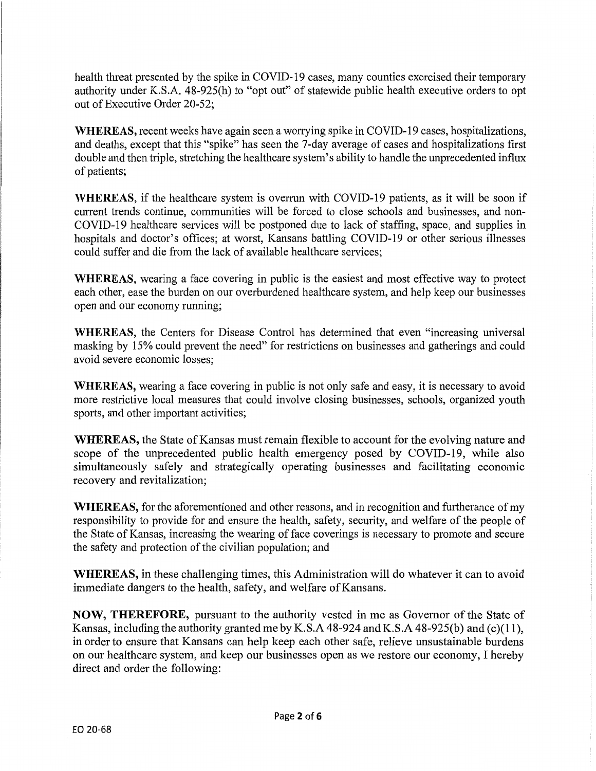health threat presented by the spike in COVID-19 cases, many counties exercised their temporary authority under K.S.A. 48-925(h) to "opt out" of statewide public health executive orders to opt out of Executive Order 20-52;

**WHEREAS,** recent weeks have again seen a worrying spike in COVID-19 cases, hospitalizations, and deaths, except that this "spike" has seen the 7-day average of cases and hospitalizations first double and then triple, stretching the healthcare system's ability to handle the unprecedented influx of patients;

**WHEREAS,** if the healthcare system is overrun with COVID-19 patients, as it will be soon if current trends continue, communities will be forced to close schools and businesses, and non-COVID-19 healthcare services will be postponed due to lack of staffing, space, and supplies in hospitals and doctor's offices; at worst, Kansans battling COVID-19 or other serious illnesses could suffer and die from the lack of available healthcare services;

**WHEREAS,** wearing a face covering in public is the easiest and most effective way to protect each other, ease the burden on our overburdened healthcare system, and help keep our businesses open and our economy running;

**WHEREAS,** the Centers for Disease Control has determined that even "increasing universal masking by 15% could prevent the need" for restrictions on businesses and gatherings and could avoid severe economic losses;

**WHEREAS,** wearing a face covering in public is not only safe and easy, it is necessary to avoid more restrictive local measures that could involve closing businesses, schools, organized youth sports, and other important activities;

**WHEREAS,** the State of Kansas must remain flexible to account for the evolving nature and scope of the unprecedented public health emergency posed by COVID-19, while also simultaneously safely and strategically operating businesses and facilitating economic recovery and revitalization;

**WHEREAS,** for the aforementioned and other reasons, and in recognition and furtherance of my responsibility to provide for and ensure the health, safety, security, and welfare of the people of the State of Kansas, increasing the wearing of face coverings is necessary to promote and secure the safety and protection of the civilian population; and

**WHEREAS,** in these challenging times, this Administration will do whatever it can to avoid immediate dangers to the health, safety, and welfare of Kansans.

**NOW, THEREFORE,** pursuant to the authority vested in me as Governor of the State of Kansas, including the authority granted me by K.S.A 48-924 and K.S.A 48-925(b) and (c)(11), in order to ensure that Kansans can help keep each other safe, relieve unsustainable burdens on our healthcare system, and keep our businesses open as we restore our economy, I hereby direct and order the following: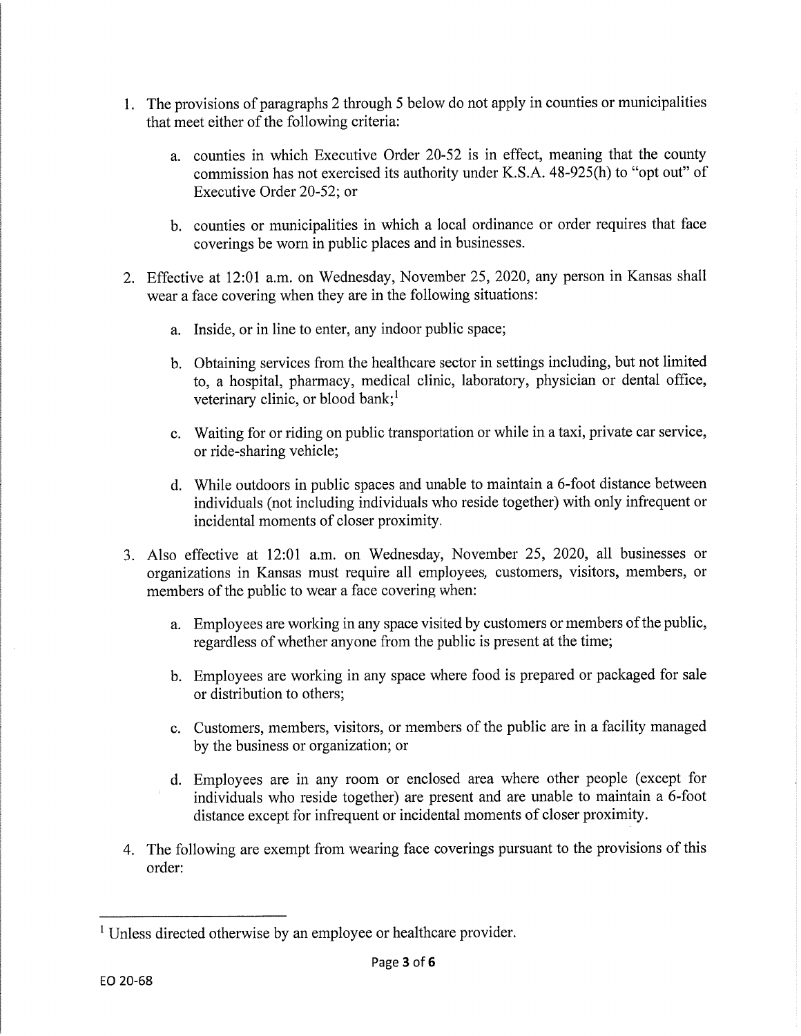1. The provisions of paragraphs 2 through 5 below do not apply in counties or municipalities that meet either of the following criteria:

    a. counties in which Executive Order 20-52 is in effect, meaning that the county commission has not exercised its authority under K.S.A. 48-925(h) to "opt out" of Executive Order 20-52; or

    b. counties or municipalities in which a local ordinance or order requires that face coverings be worn in public places and in businesses.

2. Effective at 12:01 a.m. on Wednesday, November 25, 2020, any person in Kansas shall wear a face covering when they are in the following situations:

    a. Inside, or in line to enter, any indoor public space;

    b. Obtaining services from the healthcare sector in settings including, but not limited to, a hospital, pharmacy, medical clinic, laboratory, physician or dental office, veterinary clinic, or blood bank;[1]

    c. Waiting for or riding on public transportation or while in a taxi, private car service, or ride-sharing vehicle;

    d. While outdoors in public spaces and unable to maintain a 6-foot distance between individuals (not including individuals who reside together) with only infrequent or incidental moments of closer proximity.

3. Also effective at 12:01 a.m. on Wednesday, November 25, 2020, all businesses or organizations in Kansas must require all employees, customers, visitors, members, or members of the public to wear a face covering when:

    a. Employees are working in any space visited by customers or members of the public, regardless of whether anyone from the public is present at the time;

    b. Employees are working in any space where food is prepared or packaged for sale or distribution to others;

    c. Customers, members, visitors, or members of the public are in a facility managed by the business or organization; or

    d. Employees are in any room or enclosed area where other people (except for individuals who reside together) are present and are unable to maintain a 6-foot distance except for infrequent or incidental moments of closer proximity.

4. The following are exempt from wearing face coverings pursuant to the provisions of this order:

---

[1] Unless directed otherwise by an employee or healthcare provider.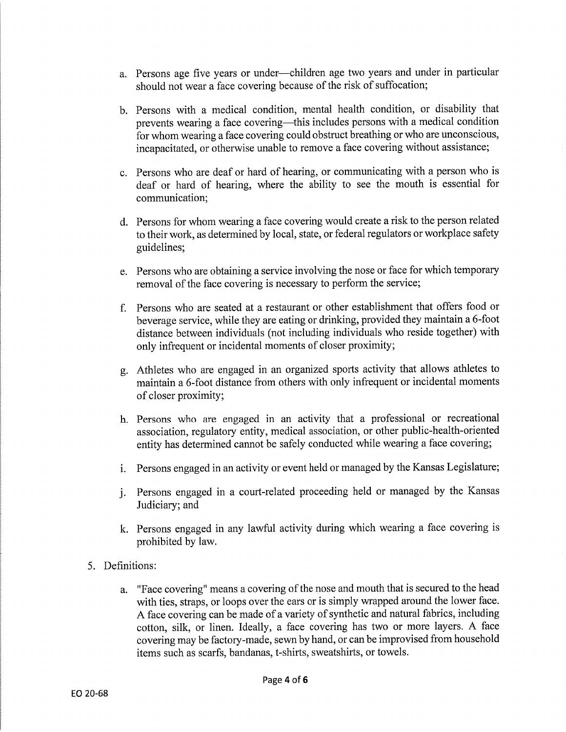a. Persons age five years or under—children age two years and under in particular should not wear a face covering because of the risk of suffocation;

b. Persons with a medical condition, mental health condition, or disability that prevents wearing a face covering—this includes persons with a medical condition for whom wearing a face covering could obstruct breathing or who are unconscious, incapacitated, or otherwise unable to remove a face covering without assistance;

c. Persons who are deaf or hard of hearing, or communicating with a person who is deaf or hard of hearing, where the ability to see the mouth is essential for communication;

d. Persons for whom wearing a face covering would create a risk to the person related to their work, as determined by local, state, or federal regulators or workplace safety guidelines;

e. Persons who are obtaining a service involving the nose or face for which temporary removal of the face covering is necessary to perform the service;

f. Persons who are seated at a restaurant or other establishment that offers food or beverage service, while they are eating or drinking, provided they maintain a 6-foot distance between individuals (not including individuals who reside together) with only infrequent or incidental moments of closer proximity;

g. Athletes who are engaged in an organized sports activity that allows athletes to maintain a 6-foot distance from others with only infrequent or incidental moments of closer proximity;

h. Persons who are engaged in an activity that a professional or recreational association, regulatory entity, medical association, or other public-health-oriented entity has determined cannot be safely conducted while wearing a face covering;

i. Persons engaged in an activity or event held or managed by the Kansas Legislature;

j. Persons engaged in a court-related proceeding held or managed by the Kansas Judiciary; and

k. Persons engaged in any lawful activity during which wearing a face covering is prohibited by law.

5. Definitions:

   a. "Face covering" means a covering of the nose and mouth that is secured to the head with ties, straps, or loops over the ears or is simply wrapped around the lower face. A face covering can be made of a variety of synthetic and natural fabrics, including cotton, silk, or linen. Ideally, a face covering has two or more layers. A face covering may be factory-made, sewn by hand, or can be improvised from household items such as scarfs, bandanas, t-shirts, sweatshirts, or towels.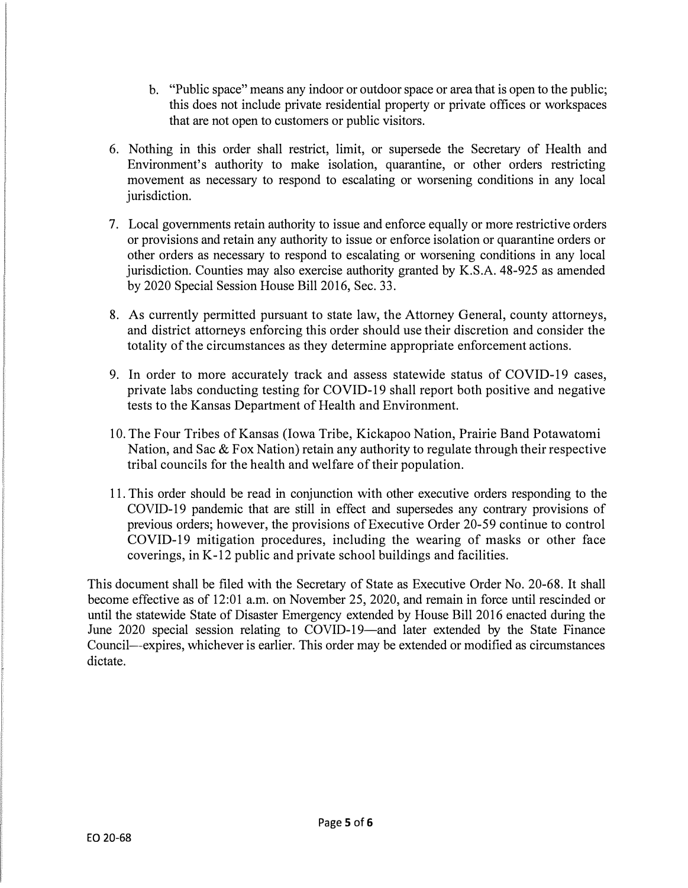b. "Public space" means any indoor or outdoor space or area that is open to the public; this does not include private residential property or private offices or workspaces that are not open to customers or public visitors.

6. Nothing in this order shall restrict, limit, or supersede the Secretary of Health and Environment's authority to make isolation, quarantine, or other orders restricting movement as necessary to respond to escalating or worsening conditions in any local jurisdiction.

7. Local governments retain authority to issue and enforce equally or more restrictive orders or provisions and retain any authority to issue or enforce isolation or quarantine orders or other orders as necessary to respond to escalating or worsening conditions in any local jurisdiction. Counties may also exercise authority granted by K.S.A. 48-925 as amended by 2020 Special Session House Bill 2016, Sec. 33.

8. As currently permitted pursuant to state law, the Attorney General, county attorneys, and district attorneys enforcing this order should use their discretion and consider the totality of the circumstances as they determine appropriate enforcement actions.

9. In order to more accurately track and assess statewide status of COVID-19 cases, private labs conducting testing for COVID-19 shall report both positive and negative tests to the Kansas Department of Health and Environment.

10. The Four Tribes of Kansas (Iowa Tribe, Kickapoo Nation, Prairie Band Potawatomi Nation, and Sac & Fox Nation) retain any authority to regulate through their respective tribal councils for the health and welfare of their population.

11. This order should be read in conjunction with other executive orders responding to the COVID-19 pandemic that are still in effect and supersedes any contrary provisions of previous orders; however, the provisions of Executive Order 20-59 continue to control COVID-19 mitigation procedures, including the wearing of masks or other face coverings, in K-12 public and private school buildings and facilities.

This document shall be filed with the Secretary of State as Executive Order No. 20-68. It shall become effective as of 12:01 a.m. on November 25, 2020, and remain in force until rescinded or until the statewide State of Disaster Emergency extended by House Bill 2016 enacted during the June 2020 special session relating to COVID-19—and later extended by the State Finance Council—expires, whichever is earlier. This order may be extended or modified as circumstances dictate.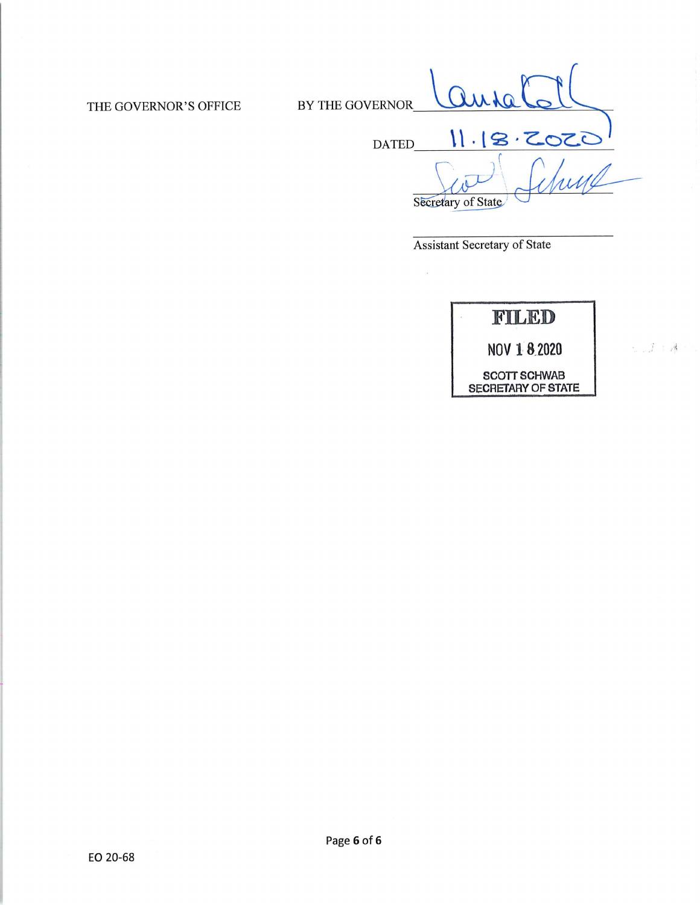THE GOVERNOR'S OFFICE

BY THE GOVERNOR ______________________

DATED 11.18.2020

______________________
Secretary of State

______________________
Assistant Secretary of State

**FILED**

NOV 18 2020

SCOTT SCHWAB
SECRETARY OF STATE

EO 20-68